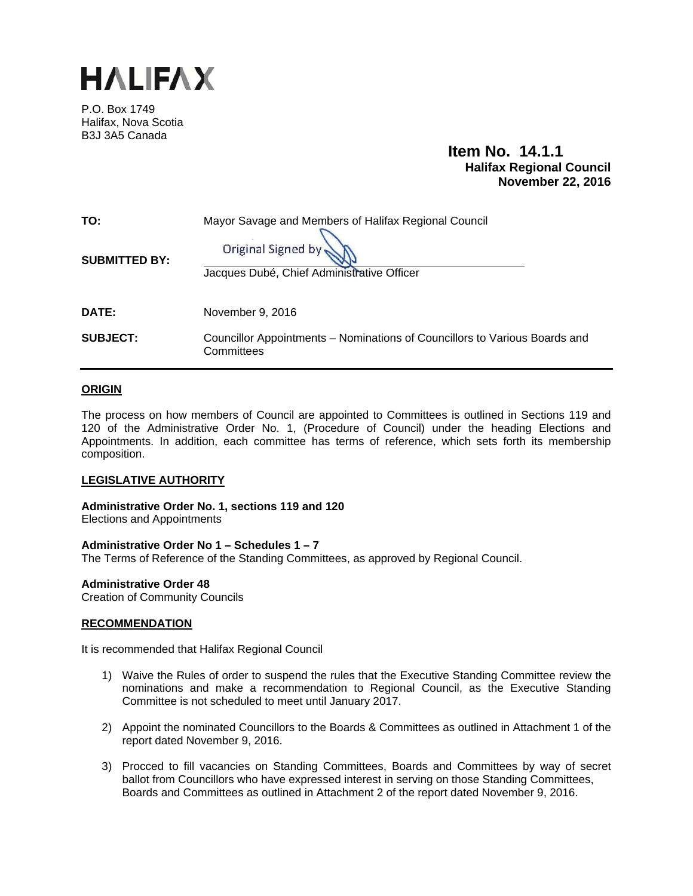# HALIFAX

P.O. Box 1749
Halifax, Nova Scotia
B3J 3A5 Canada

**Item No. 14.1.1**
**Halifax Regional Council**
**November 22, 2016**

**TO:** Mayor Savage and Members of Halifax Regional Council

**SUBMITTED BY:** Original Signed by

Jacques Dubé, Chief Administrative Officer

**DATE:** November 9, 2016

**SUBJECT:** Councillor Appointments – Nominations of Councillors to Various Boards and Committees

## ORIGIN

The process on how members of Council are appointed to Committees is outlined in Sections 119 and 120 of the Administrative Order No. 1, (Procedure of Council) under the heading Elections and Appointments. In addition, each committee has terms of reference, which sets forth its membership composition.

## LEGISLATIVE AUTHORITY

**Administrative Order No. 1, sections 119 and 120**
Elections and Appointments

**Administrative Order No 1 – Schedules 1 – 7**
The Terms of Reference of the Standing Committees, as approved by Regional Council.

**Administrative Order 48**
Creation of Community Councils

## RECOMMENDATION

It is recommended that Halifax Regional Council

1) Waive the Rules of order to suspend the rules that the Executive Standing Committee review the nominations and make a recommendation to Regional Council, as the Executive Standing Committee is not scheduled to meet until January 2017.

2) Appoint the nominated Councillors to the Boards & Committees as outlined in Attachment 1 of the report dated November 9, 2016.

3) Procced to fill vacancies on Standing Committees, Boards and Committees by way of secret ballot from Councillors who have expressed interest in serving on those Standing Committees, Boards and Committees as outlined in Attachment 2 of the report dated November 9, 2016.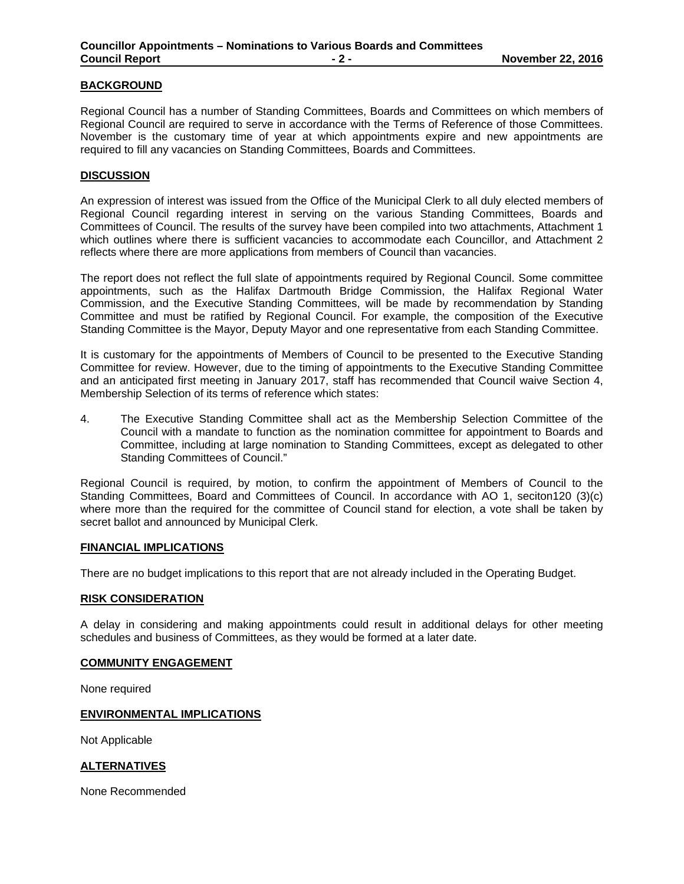## BACKGROUND

Regional Council has a number of Standing Committees, Boards and Committees on which members of Regional Council are required to serve in accordance with the Terms of Reference of those Committees. November is the customary time of year at which appointments expire and new appointments are required to fill any vacancies on Standing Committees, Boards and Committees.

## DISCUSSION

An expression of interest was issued from the Office of the Municipal Clerk to all duly elected members of Regional Council regarding interest in serving on the various Standing Committees, Boards and Committees of Council. The results of the survey have been compiled into two attachments, Attachment 1 which outlines where there is sufficient vacancies to accommodate each Councillor, and Attachment 2 reflects where there are more applications from members of Council than vacancies.

The report does not reflect the full slate of appointments required by Regional Council. Some committee appointments, such as the Halifax Dartmouth Bridge Commission, the Halifax Regional Water Commission, and the Executive Standing Committees, will be made by recommendation by Standing Committee and must be ratified by Regional Council. For example, the composition of the Executive Standing Committee is the Mayor, Deputy Mayor and one representative from each Standing Committee.

It is customary for the appointments of Members of Council to be presented to the Executive Standing Committee for review. However, due to the timing of appointments to the Executive Standing Committee and an anticipated first meeting in January 2017, staff has recommended that Council waive Section 4, Membership Selection of its terms of reference which states:

4. The Executive Standing Committee shall act as the Membership Selection Committee of the Council with a mandate to function as the nomination committee for appointment to Boards and Committee, including at large nomination to Standing Committees, except as delegated to other Standing Committees of Council."

Regional Council is required, by motion, to confirm the appointment of Members of Council to the Standing Committees, Board and Committees of Council. In accordance with AO 1, seciton120 (3)(c) where more than the required for the committee of Council stand for election, a vote shall be taken by secret ballot and announced by Municipal Clerk.

## FINANCIAL IMPLICATIONS

There are no budget implications to this report that are not already included in the Operating Budget.

## RISK CONSIDERATION

A delay in considering and making appointments could result in additional delays for other meeting schedules and business of Committees, as they would be formed at a later date.

## COMMUNITY ENGAGEMENT

None required

## ENVIRONMENTAL IMPLICATIONS

Not Applicable

## ALTERNATIVES

None Recommended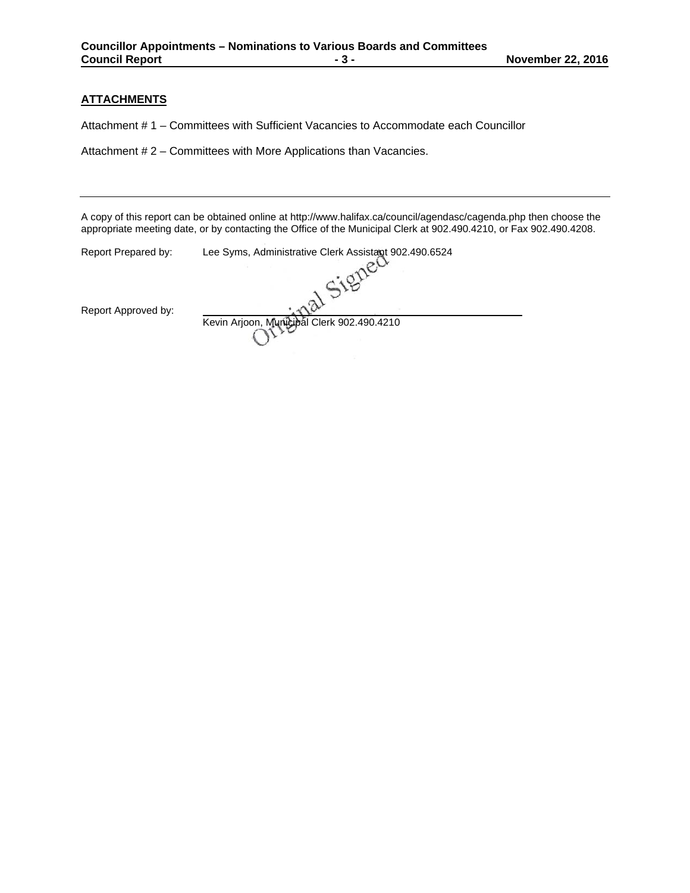## ATTACHMENTS

Attachment # 1 – Committees with Sufficient Vacancies to Accommodate each Councillor

Attachment # 2 – Committees with More Applications than Vacancies.

---

A copy of this report can be obtained online at http://www.halifax.ca/council/agendasc/cagenda.php then choose the appropriate meeting date, or by contacting the Office of the Municipal Clerk at 902.490.4210, or Fax 902.490.4208.

Report Prepared by: Lee Syms, Administrative Clerk Assistant 902.490.6524

Report Approved by: Original Signed

Kevin Arjoon, Municipal Clerk 902.490.4210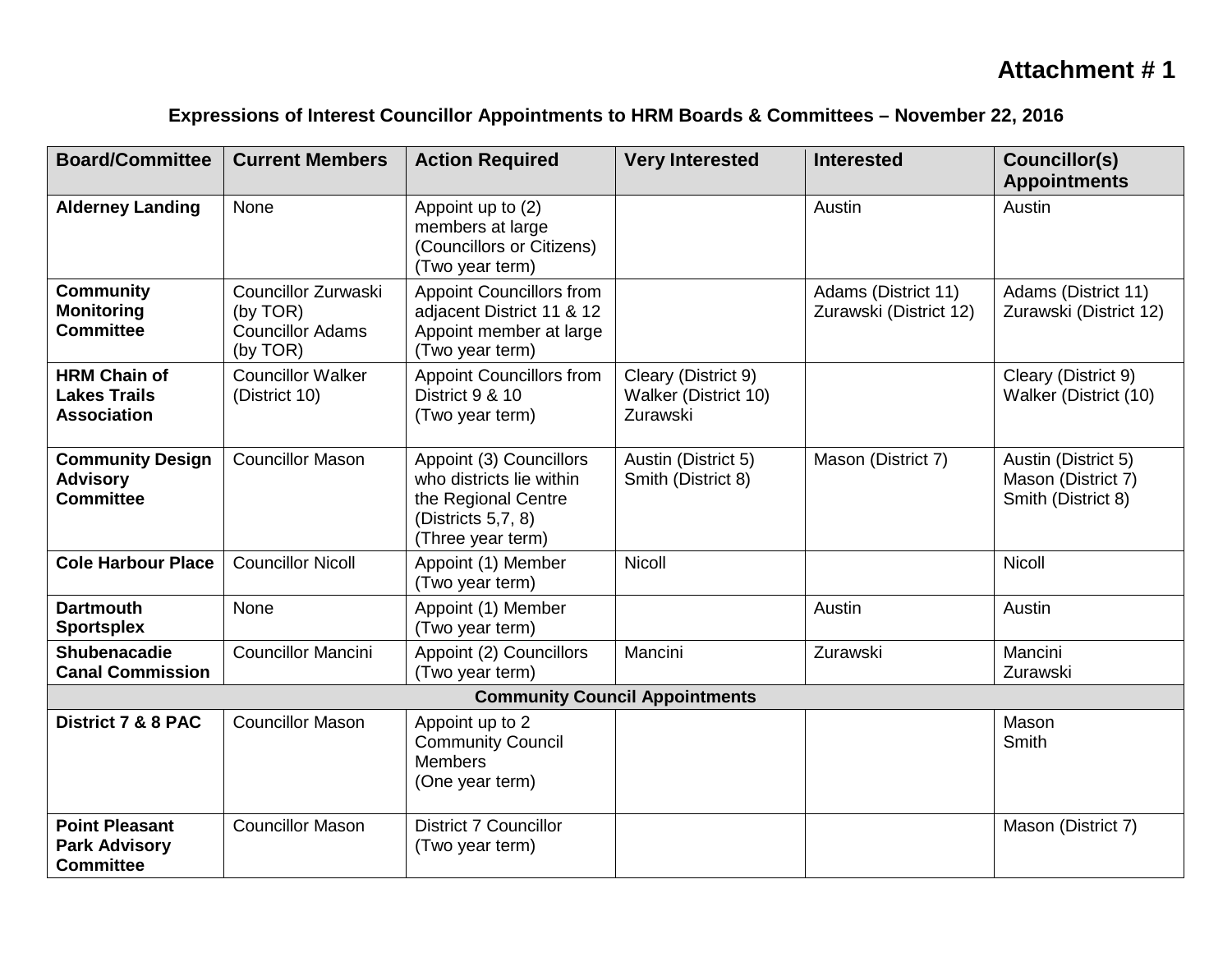# Attachment # 1

**Expressions of Interest Councillor Appointments to HRM Boards & Committees – November 22, 2016**

| Board/Committee | Current Members | Action Required | Very Interested | Interested | Councillor(s) Appointments |
|---|---|---|---|---|---|
| **Alderney Landing** | None | Appoint up to (2) members at large (Councillors or Citizens) (Two year term) | | Austin | Austin |
| **Community Monitoring Committee** | Councillor Zurwaski (by TOR)<br>Councillor Adams (by TOR) | Appoint Councillors from adjacent District 11 & 12<br>Appoint member at large (Two year term) | | Adams (District 11)<br>Zurawski (District 12) | Adams (District 11)<br>Zurawski (District 12) |
| **HRM Chain of Lakes Trails Association** | Councillor Walker (District 10) | Appoint Councillors from District 9 & 10 (Two year term) | Cleary (District 9)<br>Walker (District 10)<br>Zurawski | | Cleary (District 9)<br>Walker (District (10) |
| **Community Design Advisory Committee** | Councillor Mason | Appoint (3) Councillors who districts lie within the Regional Centre (Districts 5,7, 8) (Three year term) | Austin (District 5)<br>Smith (District 8) | Mason (District 7) | Austin (District 5)<br>Mason (District 7)<br>Smith (District 8) |
| **Cole Harbour Place** | Councillor Nicoll | Appoint (1) Member (Two year term) | Nicoll | | Nicoll |
| **Dartmouth Sportsplex** | None | Appoint (1) Member (Two year term) | | Austin | Austin |
| **Shubenacadie Canal Commission** | Councillor Mancini | Appoint (2) Councillors (Two year term) | Mancini | Zurawski | Mancini<br>Zurawski |
| **Community Council Appointments** | | | | | |
| **District 7 & 8 PAC** | Councillor Mason | Appoint up to 2 Community Council Members (One year term) | | | Mason<br>Smith |
| **Point Pleasant Park Advisory Committee** | Councillor Mason | District 7 Councillor (Two year term) | | | Mason (District 7) |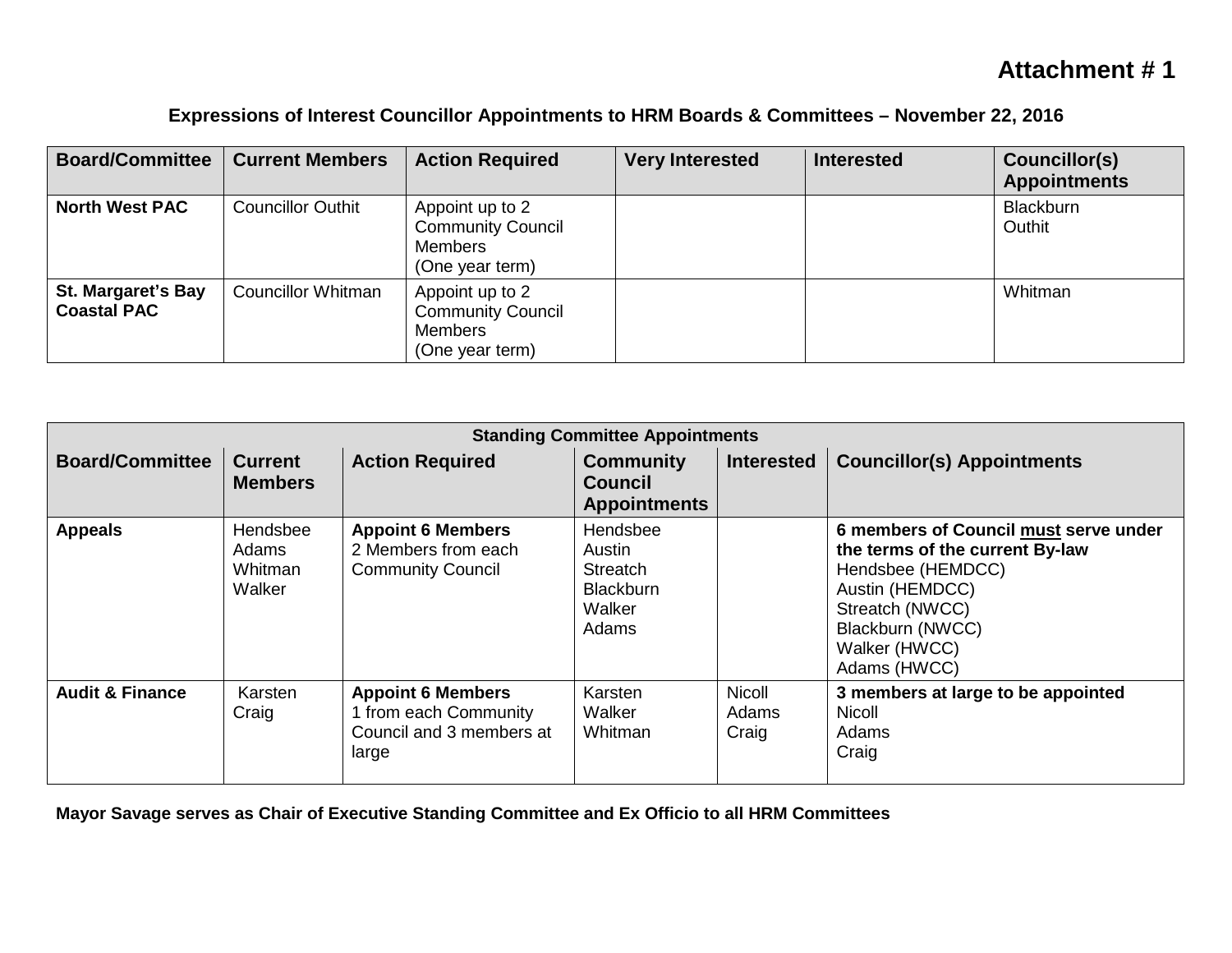**Attachment # 1**

**Expressions of Interest Councillor Appointments to HRM Boards & Committees – November 22, 2016**

| Board/Committee | Current Members | Action Required | Very Interested | Interested | Councillor(s) Appointments |
|---|---|---|---|---|---|
| **North West PAC** | Councillor Outhit | Appoint up to 2 Community Council Members (One year term) | | | Blackburn Outhit |
| **St. Margaret's Bay Coastal PAC** | Councillor Whitman | Appoint up to 2 Community Council Members (One year term) | | | Whitman |

| Standing Committee Appointments | | | | | |
|---|---|---|---|---|---|
| **Board/Committee** | **Current Members** | **Action Required** | **Community Council Appointments** | **Interested** | **Councillor(s) Appointments** |
| **Appeals** | Hendsbee Adams Whitman Walker | **Appoint 6 Members** 2 Members from each Community Council | Hendsbee Austin Streatch Blackburn Walker Adams | | **6 members of Council must serve under the terms of the current By-law** Hendsbee (HEMDCC) Austin (HEMDCC) Streatch (NWCC) Blackburn (NWCC) Walker (HWCC) Adams (HWCC) |
| **Audit & Finance** | Karsten Craig | **Appoint 6 Members** 1 from each Community Council and 3 members at large | Karsten Walker Whitman | Nicoll Adams Craig | **3 members at large to be appointed** Nicoll Adams Craig |

**Mayor Savage serves as Chair of Executive Standing Committee and Ex Officio to all HRM Committees**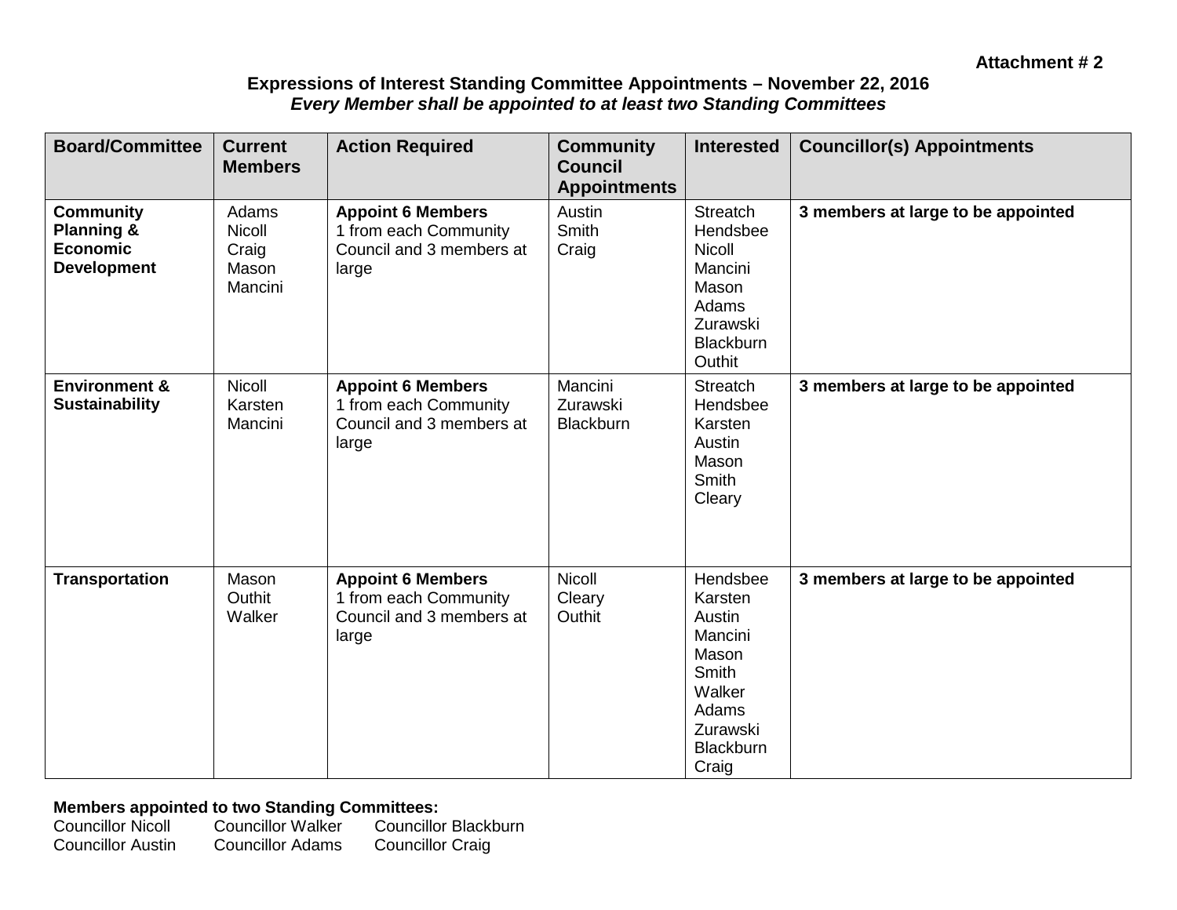**Attachment # 2**

**Expressions of Interest Standing Committee Appointments – November 22, 2016**
***Every Member shall be appointed to at least two Standing Committees***

| Board/Committee | Current Members | Action Required | Community Council Appointments | Interested | Councillor(s) Appointments |
|---|---|---|---|---|---|
| **Community Planning & Economic Development** | Adams<br>Nicoll<br>Craig<br>Mason<br>Mancini | **Appoint 6 Members**<br>1 from each Community Council and 3 members at large | Austin<br>Smith<br>Craig | Streatch<br>Hendsbee<br>Nicoll<br>Mancini<br>Mason<br>Adams<br>Zurawski<br>Blackburn<br>Outhit | **3 members at large to be appointed** |
| **Environment & Sustainability** | Nicoll<br>Karsten<br>Mancini | **Appoint 6 Members**<br>1 from each Community Council and 3 members at large | Mancini<br>Zurawski<br>Blackburn | Streatch<br>Hendsbee<br>Karsten<br>Austin<br>Mason<br>Smith<br>Cleary | **3 members at large to be appointed** |
| **Transportation** | Mason<br>Outhit<br>Walker | **Appoint 6 Members**<br>1 from each Community Council and 3 members at large | Nicoll<br>Cleary<br>Outhit | Hendsbee<br>Karsten<br>Austin<br>Mancini<br>Mason<br>Smith<br>Walker<br>Adams<br>Zurawski<br>Blackburn<br>Craig | **3 members at large to be appointed** |

**Members appointed to two Standing Committees:**

| | | |
|---|---|---|
| Councillor Nicoll | Councillor Walker | Councillor Blackburn |
| Councillor Austin | Councillor Adams | Councillor Craig |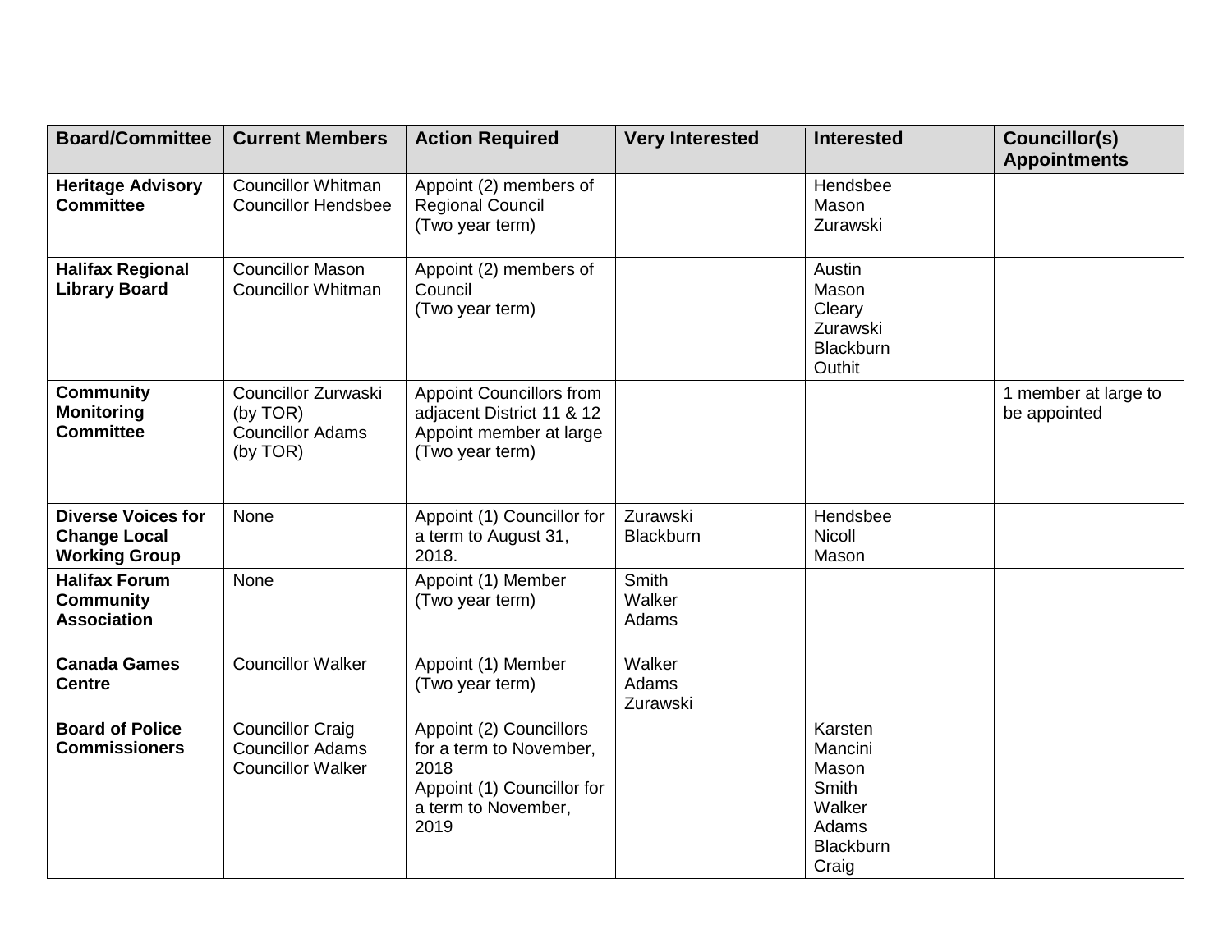| Board/Committee | Current Members | Action Required | Very Interested | Interested | Councillor(s) Appointments |
|---|---|---|---|---|---|
| **Heritage Advisory Committee** | Councillor Whitman<br>Councillor Hendsbee | Appoint (2) members of Regional Council<br>(Two year term) | | Hendsbee<br>Mason<br>Zurawski | |
| **Halifax Regional Library Board** | Councillor Mason<br>Councillor Whitman | Appoint (2) members of Council<br>(Two year term) | | Austin<br>Mason<br>Cleary<br>Zurawski<br>Blackburn<br>Outhit | |
| **Community Monitoring Committee** | Councillor Zurwaski (by TOR)<br>Councillor Adams (by TOR) | Appoint Councillors from adjacent District 11 & 12<br>Appoint member at large<br>(Two year term) | | | 1 member at large to be appointed |
| **Diverse Voices for Change Local Working Group** | None | Appoint (1) Councillor for a term to August 31, 2018. | Zurawski<br>Blackburn | Hendsbee<br>Nicoll<br>Mason | |
| **Halifax Forum Community Association** | None | Appoint (1) Member<br>(Two year term) | Smith<br>Walker<br>Adams | | |
| **Canada Games Centre** | Councillor Walker | Appoint (1) Member<br>(Two year term) | Walker<br>Adams<br>Zurawski | | |
| **Board of Police Commissioners** | Councillor Craig<br>Councillor Adams<br>Councillor Walker | Appoint (2) Councillors for a term to November, 2018<br>Appoint (1) Councillor for a term to November, 2019 | | Karsten<br>Mancini<br>Mason<br>Smith<br>Walker<br>Adams<br>Blackburn<br>Craig | |